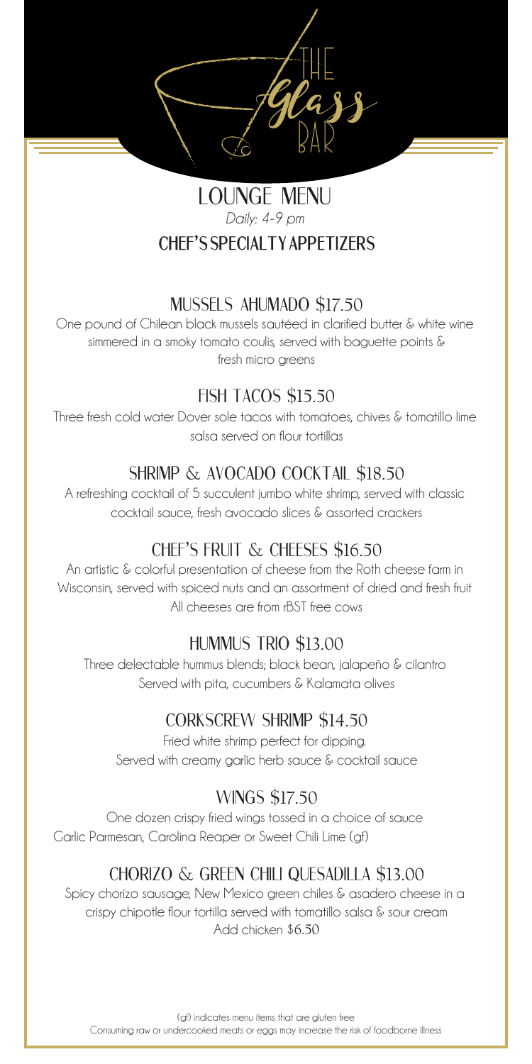# The Glass Bar

## LOUNGE MENU

*Daily: 4-9 pm*

## CHEF'S SPECIALTY APPETIZERS

### MUSSELS AHUMADO $17.50

One pound of Chilean black mussels sautéed in clarified butter & white wine simmered in a smoky tomato coulis, served with baguette points & fresh micro greens

### FISH TACOS $15.50

Three fresh cold water Dover sole tacos with tomatoes, chives & tomatillo lime salsa served on flour tortillas

### SHRIMP & AVOCADO COCKTAIL $18.50

A refreshing cocktail of 5 succulent jumbo white shrimp, served with classic cocktail sauce, fresh avocado slices & assorted crackers

### CHEF'S FRUIT & CHEESES $16.50

An artistic & colorful presentation of cheese from the Roth cheese farm in Wisconsin, served with spiced nuts and an assortment of dried and fresh fruit
All cheeses are from rBST free cows

### HUMMUS TRIO $13.00

Three delectable hummus blends; black bean, jalapeño & cilantro
Served with pita, cucumbers & Kalamata olives

### CORKSCREW SHRIMP $14.50

Fried white shrimp perfect for dipping.
Served with creamy garlic herb sauce & cocktail sauce

### WINGS $17.50

One dozen crispy fried wings tossed in a choice of sauce
Garlic Parmesan, Carolina Reaper or Sweet Chili Lime (gf)

### CHORIZO & GREEN CHILI QUESADILLA $13.00

Spicy chorizo sausage, New Mexico green chiles & asadero cheese in a crispy chipotle flour tortilla served with tomatillo salsa & sour cream
Add chicken $6.50

(gf) indicates menu items that are gluten free
Consuming raw or undercooked meats or eggs may increase the risk of foodborne illness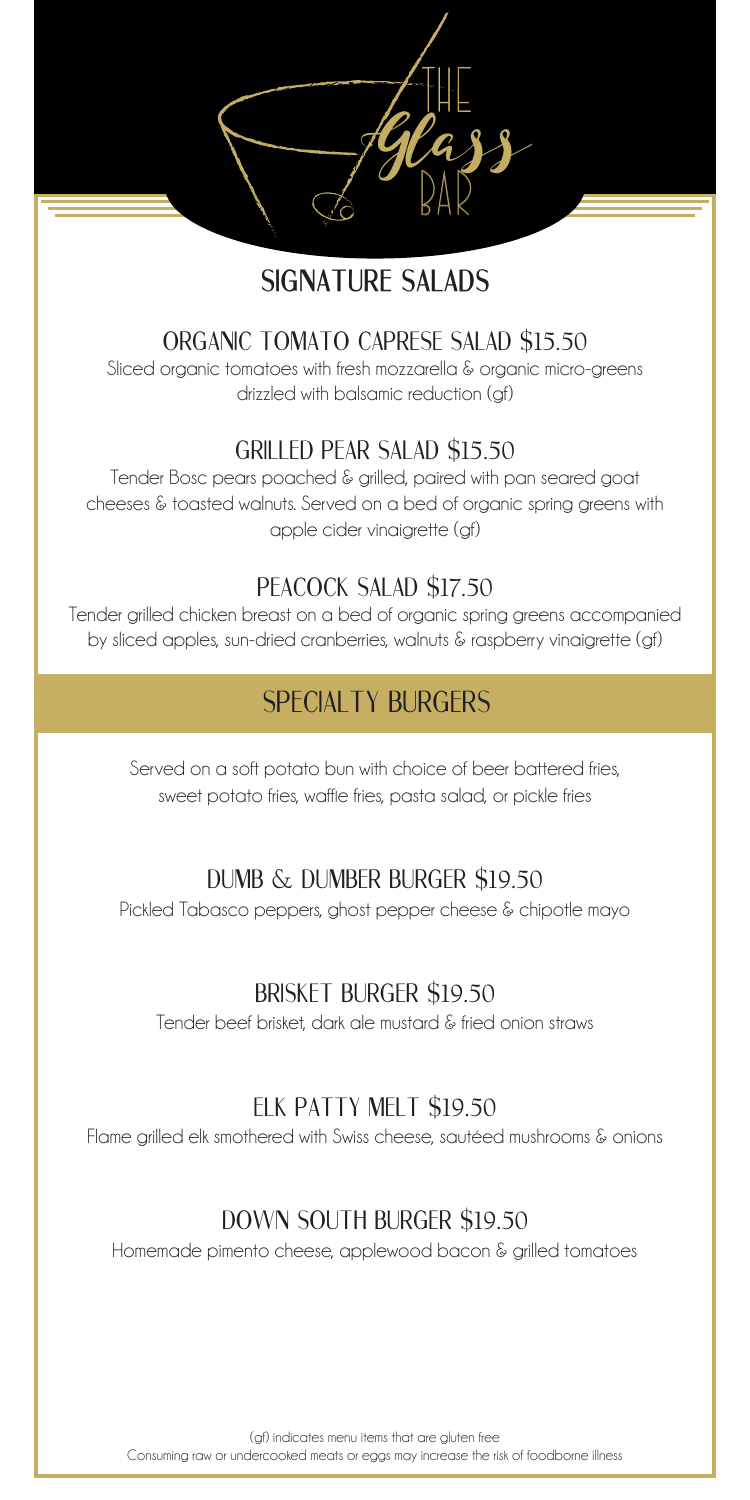# The Glass Bar

## SIGNATURE SALADS

### ORGANIC TOMATO CAPRESE SALAD $15.50

Sliced organic tomatoes with fresh mozzarella & organic micro-greens drizzled with balsamic reduction (gf)

### GRILLED PEAR SALAD $15.50

Tender Bosc pears poached & grilled, paired with pan seared goat cheeses & toasted walnuts. Served on a bed of organic spring greens with apple cider vinaigrette (gf)

### PEACOCK SALAD $17.50

Tender grilled chicken breast on a bed of organic spring greens accompanied by sliced apples, sun-dried cranberries, walnuts & raspberry vinaigrette (gf)

## SPECIALTY BURGERS

Served on a soft potato bun with choice of beer battered fries, sweet potato fries, waffle fries, pasta salad, or pickle fries

### DUMB & DUMBER BURGER $19.50

Pickled Tabasco peppers, ghost pepper cheese & chipotle mayo

### BRISKET BURGER $19.50

Tender beef brisket, dark ale mustard & fried onion straws

### ELK PATTY MELT $19.50

Flame grilled elk smothered with Swiss cheese, sautéed mushrooms & onions

### DOWN SOUTH BURGER $19.50

Homemade pimento cheese, applewood bacon & grilled tomatoes

(gf) indicates menu items that are gluten free
Consuming raw or undercooked meats or eggs may increase the risk of foodborne illness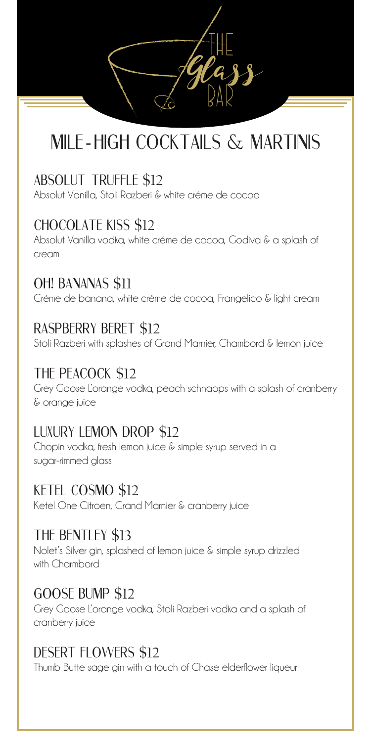The Glass Bar

# MILE-HIGH COCKTAILS & MARTINIS

## ABSOLUT TRUFFLE $12
Absolut Vanilla, Stoli Razberi & white créme de cocoa

## CHOCOLATE KISS $12
Absolut Vanilla vodka, white créme de cocoa, Godiva & a splash of cream

## OH! BANANAS $11
Créme de banana, white créme de cocoa, Frangelico & light cream

## RASPBERRY BERET $12
Stoli Razberi with splashes of Grand Marnier, Chambord & lemon juice

## THE PEACOCK $12
Grey Goose L'orange vodka, peach schnapps with a splash of cranberry & orange juice

## LUXURY LEMON DROP $12
Chopin vodka, fresh lemon juice & simple syrup served in a sugar-rimmed glass

## KETEL COSMO $12
Ketel One Citroen, Grand Marnier & cranberry juice

## THE BENTLEY $13
Nolet's Silver gin, splashed of lemon juice & simple syrup drizzled with Charmbord

## GOOSE BUMP $12
Grey Goose L'orange vodka, Stoli Razberi vodka and a splash of cranberry juice

## DESERT FLOWERS $12
Thumb Butte sage gin with a touch of Chase elderflower liqueur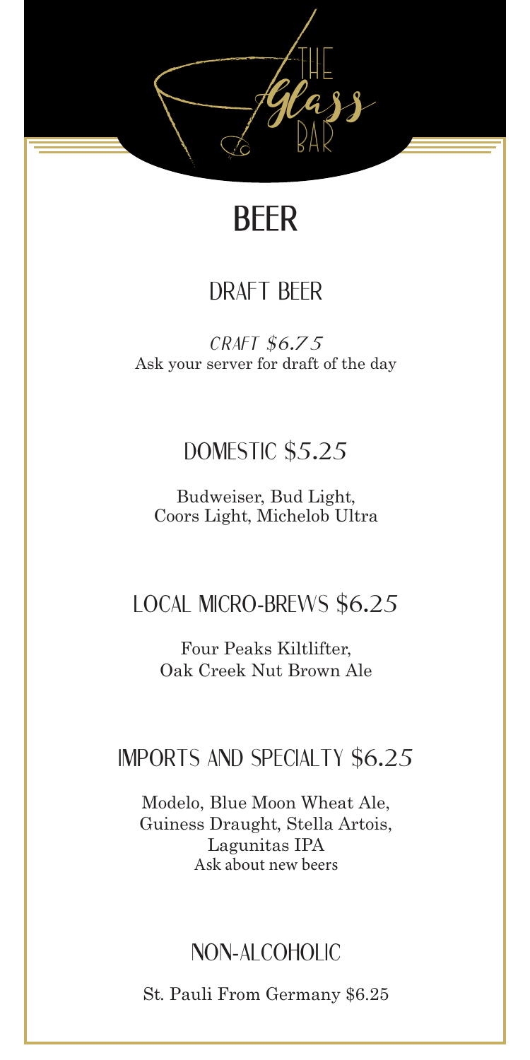THE Glass BAR

# BEER

## DRAFT BEER

*CRAFT $6.75*
Ask your server for draft of the day

## DOMESTIC $5.25

Budweiser, Bud Light,
Coors Light, Michelob Ultra

## LOCAL MICRO-BREWS $6.25

Four Peaks Kiltlifter,
Oak Creek Nut Brown Ale

## IMPORTS AND SPECIALTY $6.25

Modelo, Blue Moon Wheat Ale,
Guiness Draught, Stella Artois,
Lagunitas IPA
Ask about new beers

## NON-ALCOHOLIC

St. Pauli From Germany $6.25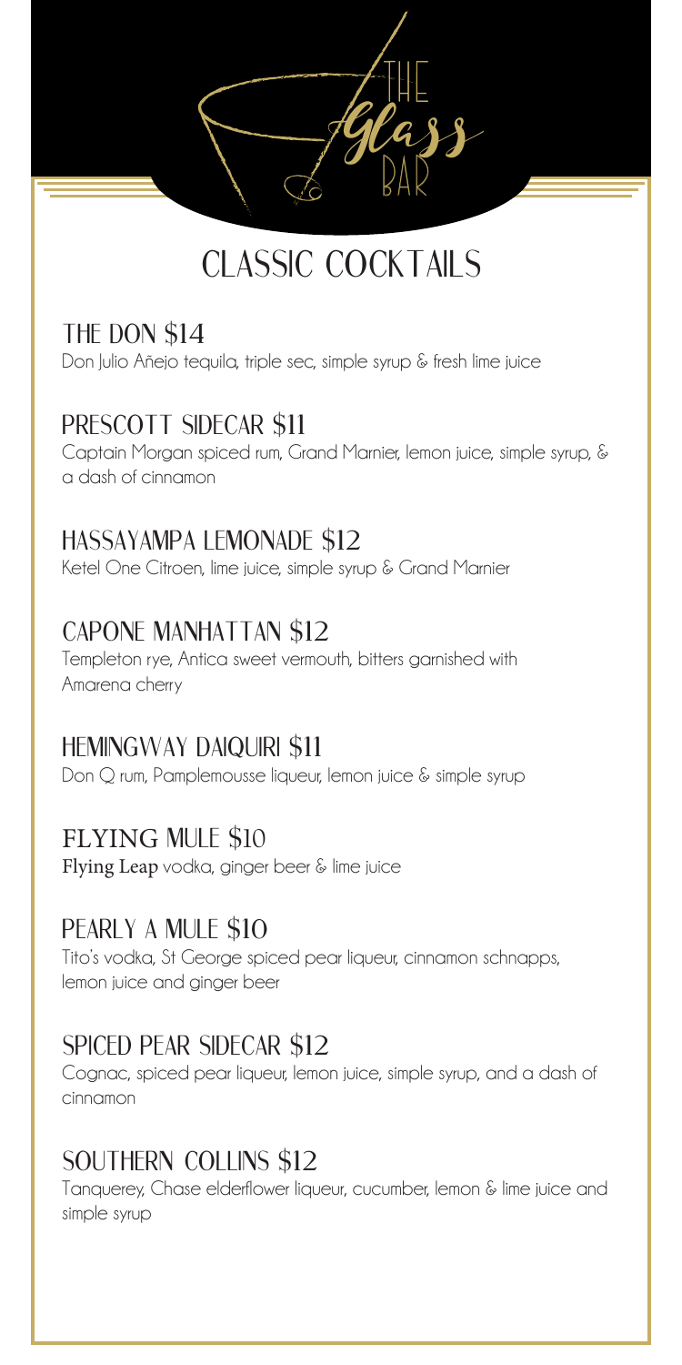# The Glass Bar

## Classic Cocktails

### The Don $14
Don Julio Añejo tequila, triple sec, simple syrup & fresh lime juice

### Prescott Sidecar $11
Captain Morgan spiced rum, Grand Marnier, lemon juice, simple syrup, & a dash of cinnamon

### Hassayampa Lemonade $12
Ketel One Citroen, lime juice, simple syrup & Grand Marnier

### Capone Manhattan $12
Templeton rye, Antica sweet vermouth, bitters garnished with Amarena cherry

### Hemingway Daiquiri $11
Don Q rum, Pamplemousse liqueur, lemon juice & simple syrup

### Flying Mule $10
**Flying Leap** vodka, ginger beer & lime juice

### Pearly A Mule $10
Tito's vodka, St George spiced pear liqueur, cinnamon schnapps, lemon juice and ginger beer

### Spiced Pear Sidecar $12
Cognac, spiced pear liqueur, lemon juice, simple syrup, and a dash of cinnamon

### Southern Collins $12
Tanquerey, Chase elderflower liqueur, cucumber, lemon & lime juice and simple syrup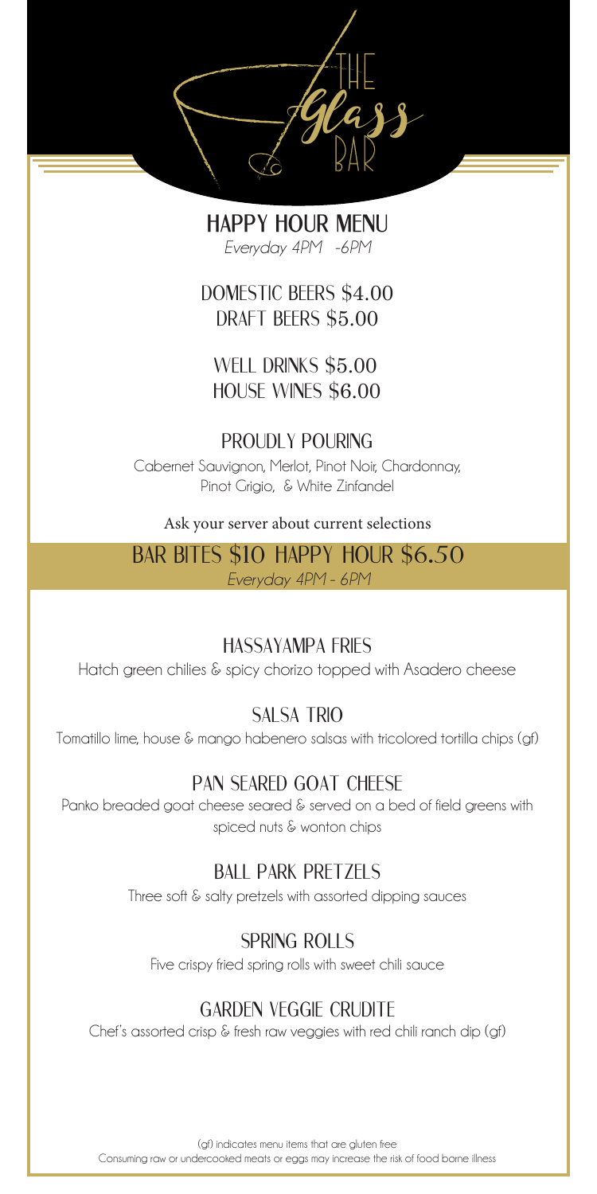# The Glass Bar

## HAPPY HOUR MENU

*Everyday 4PM -6PM*

DOMESTIC BEERS $4.00
DRAFT BEERS $5.00

WELL DRINKS $5.00
HOUSE WINES $6.00

### PROUDLY POURING

Cabernet Sauvignon, Merlot, Pinot Noir, Chardonnay, Pinot Grigio, & White Zinfandel

Ask your server about current selections

## BAR BITES $10 HAPPY HOUR $6.50

*Everyday 4PM - 6PM*

### HASSAYAMPA FRIES

Hatch green chilies & spicy chorizo topped with Asadero cheese

### SALSA TRIO

Tomatillo lime, house & mango habenero salsas with tricolored tortilla chips (gf)

### PAN SEARED GOAT CHEESE

Panko breaded goat cheese seared & served on a bed of field greens with spiced nuts & wonton chips

### BALL PARK PRETZELS

Three soft & salty pretzels with assorted dipping sauces

### SPRING ROLLS

Five crispy fried spring rolls with sweet chili sauce

### GARDEN VEGGIE CRUDITE

Chef's assorted crisp & fresh raw veggies with red chili ranch dip (gf)

(gf) indicates menu items that are gluten free
Consuming raw or undercooked meats or eggs may increase the risk of food borne illness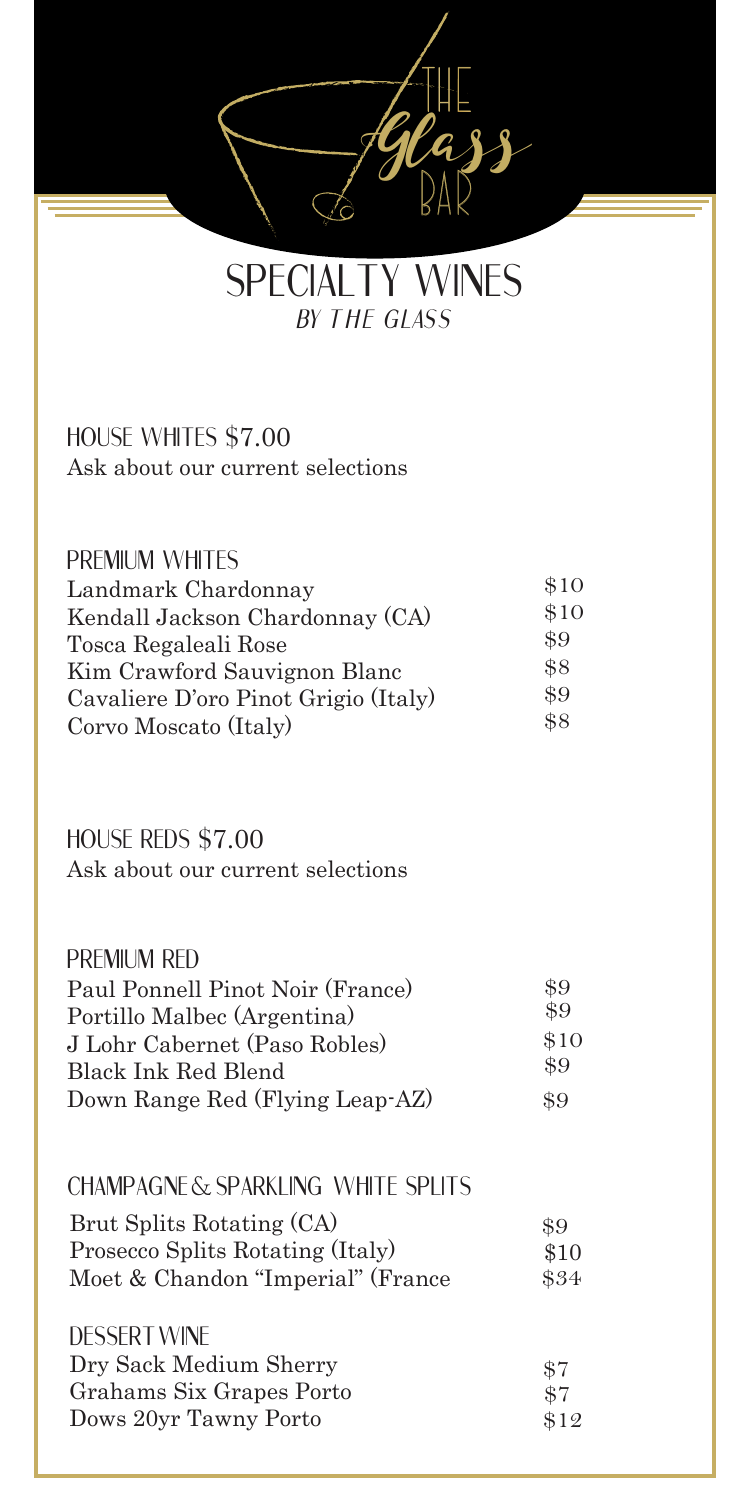# THE Glass BAR

## SPECIALTY WINES

*BY THE GLASS*

### HOUSE WHITES $7.00

Ask about our current selections

### PREMIUM WHITES

| | |
|---|---|
| Landmark Chardonnay | $10 |
| Kendall Jackson Chardonnay (CA) | $10 |
| Tosca Regaleali Rose | $9 |
| Kim Crawford Sauvignon Blanc | $8 |
| Cavaliere D'oro Pinot Grigio (Italy) | $9 |
| Corvo Moscato (Italy) | $8 |

### HOUSE REDS $7.00

Ask about our current selections

### PREMIUM RED

| | |
|---|---|
| Paul Ponnell Pinot Noir (France) | $9 |
| Portillo Malbec (Argentina) | $9 |
| J Lohr Cabernet (Paso Robles) | $10 |
| Black Ink Red Blend | $9 |
| Down Range Red (Flying Leap-AZ) | $9 |

### CHAMPAGNE & SPARKLING WHITE SPLITS

| | |
|---|---|
| Brut Splits Rotating (CA) | $9 |
| Prosecco Splits Rotating (Italy) | $10 |
| Moet & Chandon "Imperial" (France | $34 |

### DESSERT WINE

| | |
|---|---|
| Dry Sack Medium Sherry | $7 |
| Grahams Six Grapes Porto | $7 |
| Dows 20yr Tawny Porto | $12 |